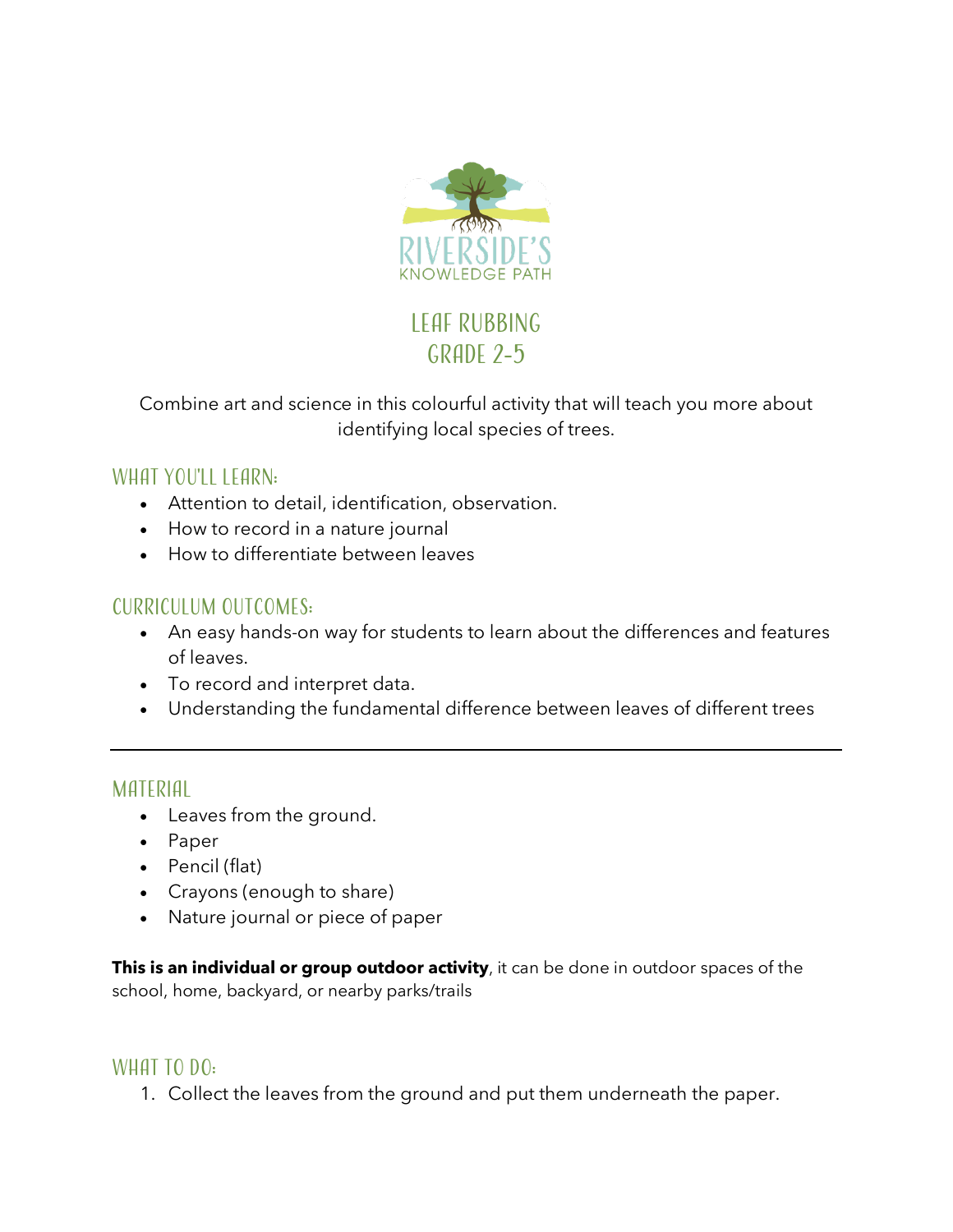RIVERSIDE'S
KNOWLEDGE PATH

# LEAF RUBBING
# GRADE 2-5

Combine art and science in this colourful activity that will teach you more about identifying local species of trees.

## WHAT YOU'LL LEARN:

- Attention to detail, identification, observation.
- How to record in a nature journal
- How to differentiate between leaves

## CURRICULUM OUTCOMES:

- An easy hands-on way for students to learn about the differences and features of leaves.
- To record and interpret data.
- Understanding the fundamental difference between leaves of different trees

---

## MATERIAL

- Leaves from the ground.
- Paper
- Pencil (flat)
- Crayons (enough to share)
- Nature journal or piece of paper

**This is an individual or group outdoor activity**, it can be done in outdoor spaces of the school, home, backyard, or nearby parks/trails

## WHAT TO DO:

1. Collect the leaves from the ground and put them underneath the paper.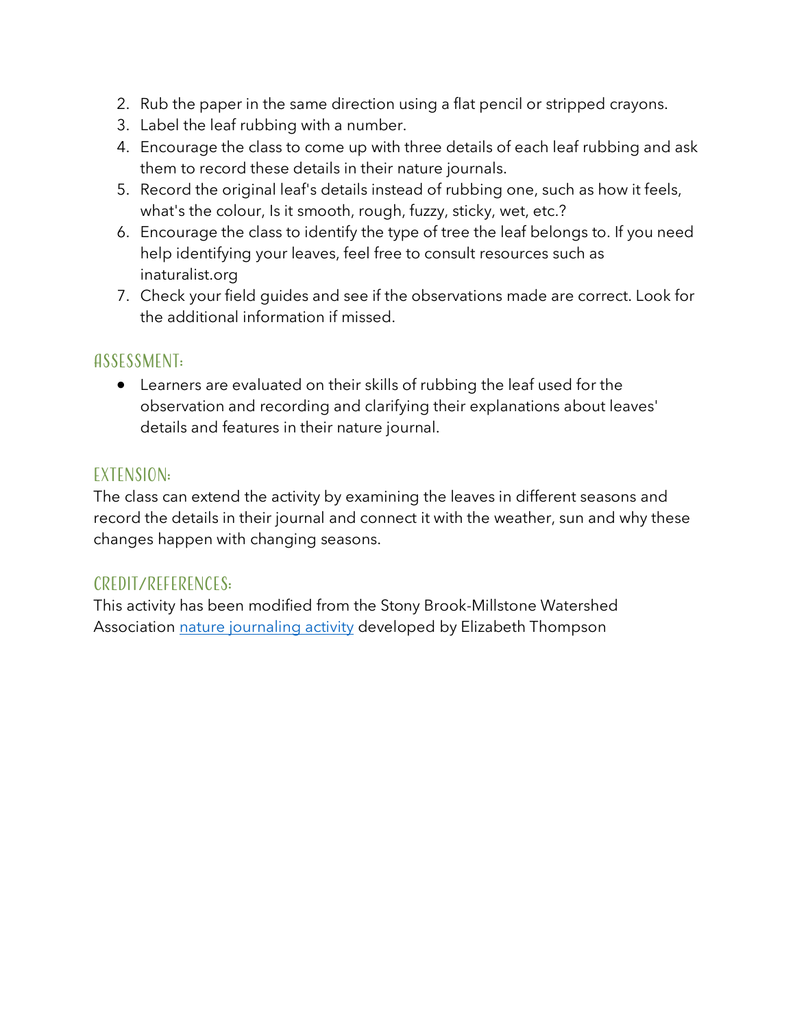2. Rub the paper in the same direction using a flat pencil or stripped crayons.
3. Label the leaf rubbing with a number.
4. Encourage the class to come up with three details of each leaf rubbing and ask them to record these details in their nature journals.
5. Record the original leaf's details instead of rubbing one, such as how it feels, what's the colour, Is it smooth, rough, fuzzy, sticky, wet, etc.?
6. Encourage the class to identify the type of tree the leaf belongs to. If you need help identifying your leaves, feel free to consult resources such as inaturalist.org
7. Check your field guides and see if the observations made are correct. Look for the additional information if missed.

## Assessment:

- Learners are evaluated on their skills of rubbing the leaf used for the observation and recording and clarifying their explanations about leaves' details and features in their nature journal.

## Extension:

The class can extend the activity by examining the leaves in different seasons and record the details in their journal and connect it with the weather, sun and why these changes happen with changing seasons.

## Credit/References:

This activity has been modified from the Stony Brook-Millstone Watershed Association nature journaling activity developed by Elizabeth Thompson